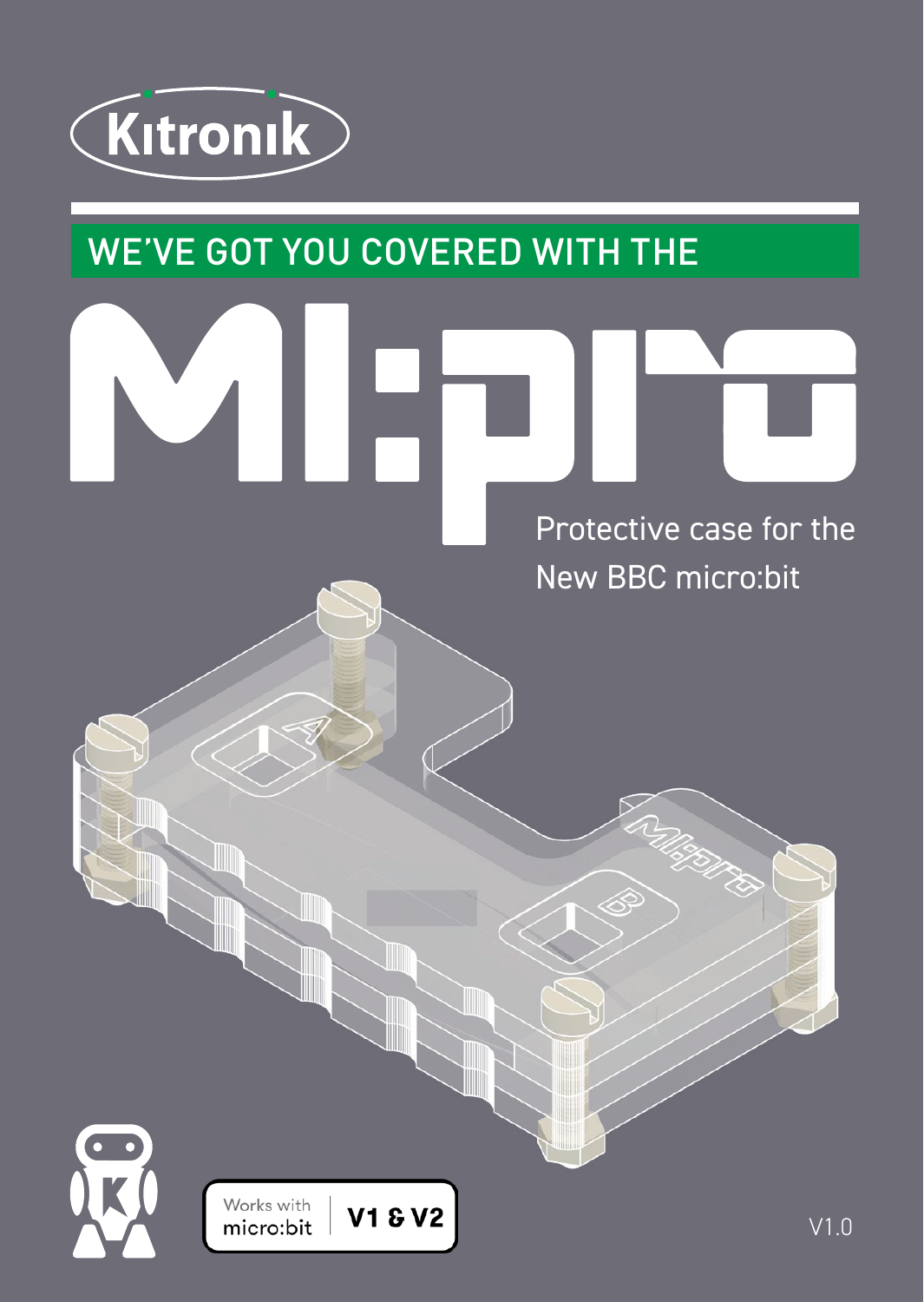Kitronik

WE'VE GOT YOU COVERED WITH THE

# MI:pro

Protective case for the New BBC micro:bit

Works with micro:bit V1 & V2

V1.0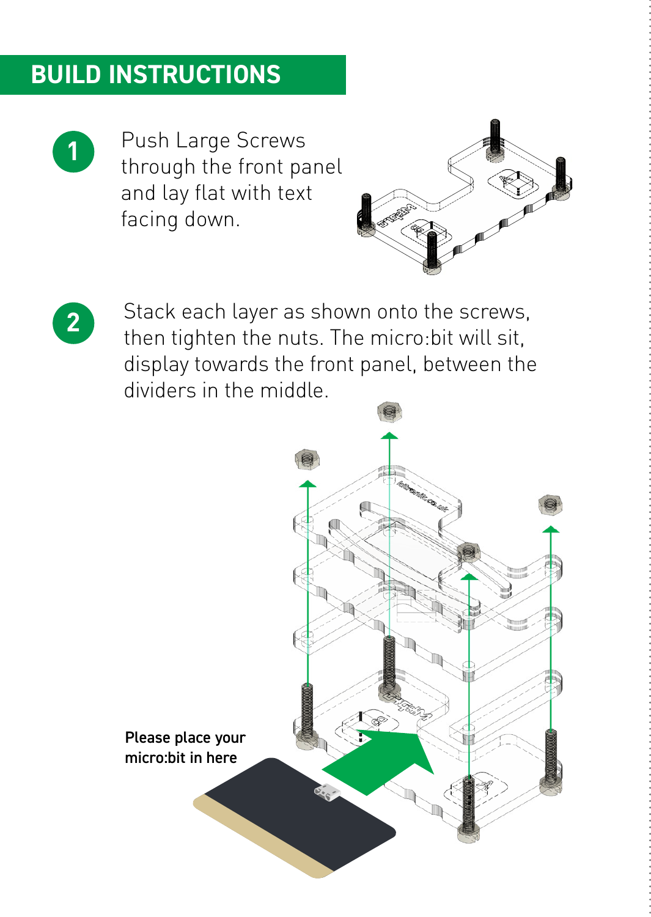## BUILD INSTRUCTIONS

1. Push Large Screws through the front panel and lay flat with text facing down.

2. Stack each layer as shown onto the screws, then tighten the nuts. The micro:bit will sit, display towards the front panel, between the dividers in the middle.

**Please place your micro:bit in here**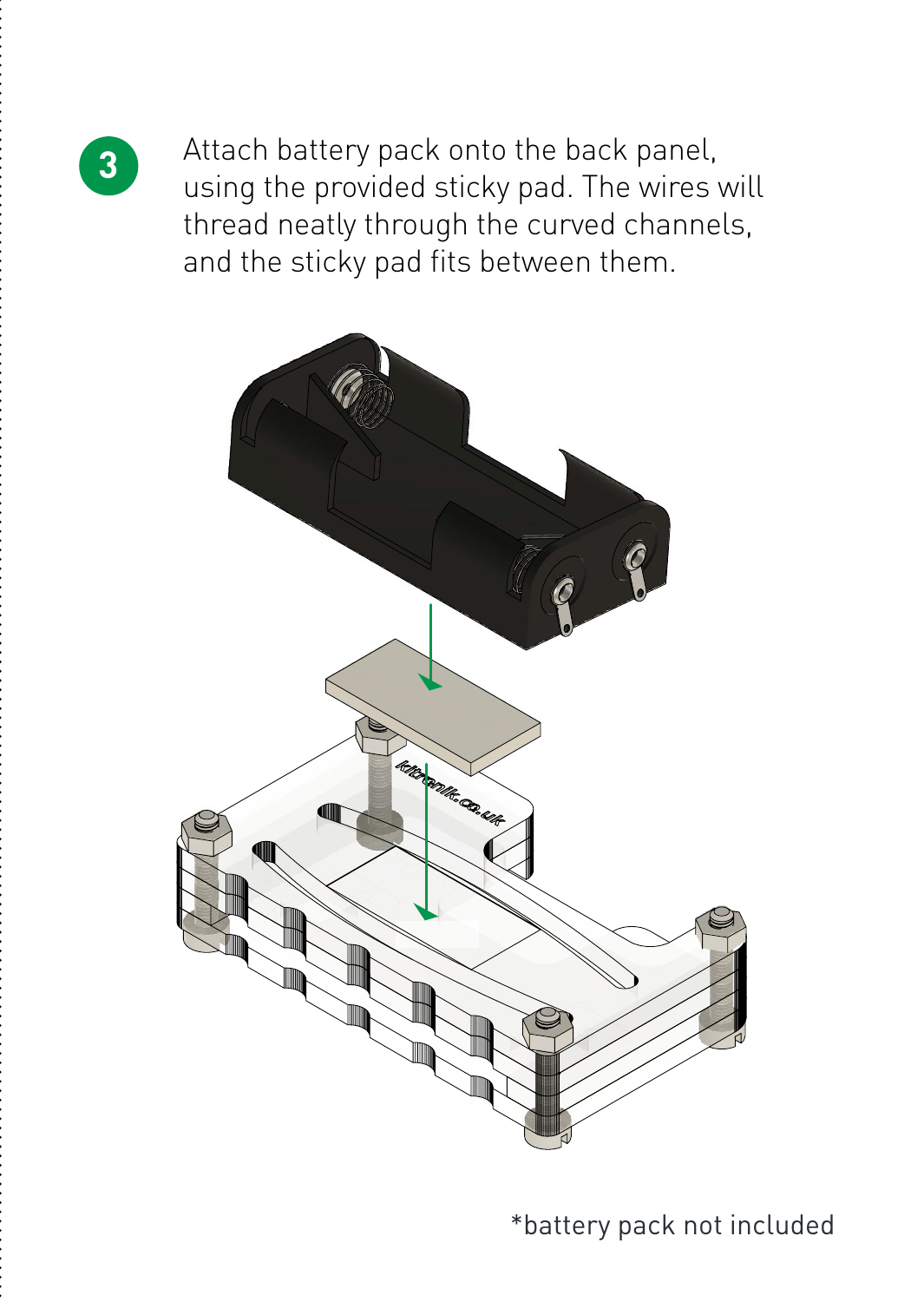3

Attach battery pack onto the back panel, using the provided sticky pad. The wires will thread neatly through the curved channels, and the sticky pad fits between them.

*battery pack not included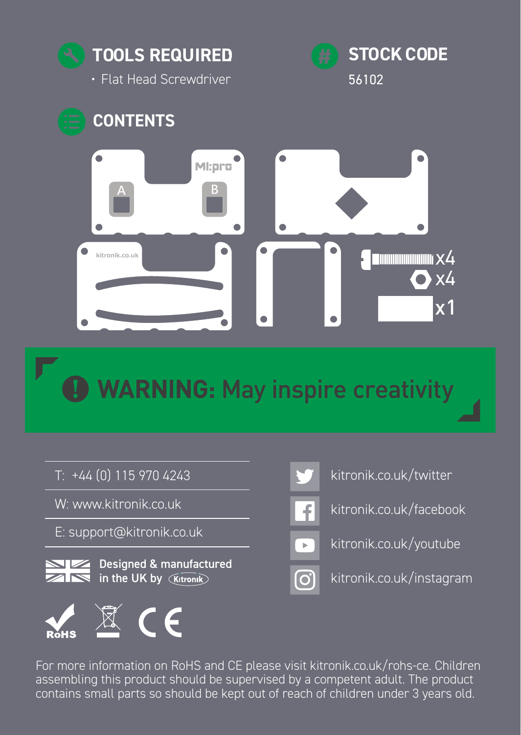## TOOLS REQUIRED

- Flat Head Screwdriver

## STOCK CODE

56102

## CONTENTS

MI:pro

A

B

kitronik.co.uk

x4

x4

x1

## WARNING: May inspire creativity

T: +44 (0) 115 970 4243

W: www.kitronik.co.uk

E: support@kitronik.co.uk

Designed & manufactured in the UK by Kitronik

kitronik.co.uk/twitter

kitronik.co.uk/facebook

kitronik.co.uk/youtube

kitronik.co.uk/instagram

RoHS

For more information on RoHS and CE please visit kitronik.co.uk/rohs-ce. Children assembling this product should be supervised by a competent adult. The product contains small parts so should be kept out of reach of children under 3 years old.